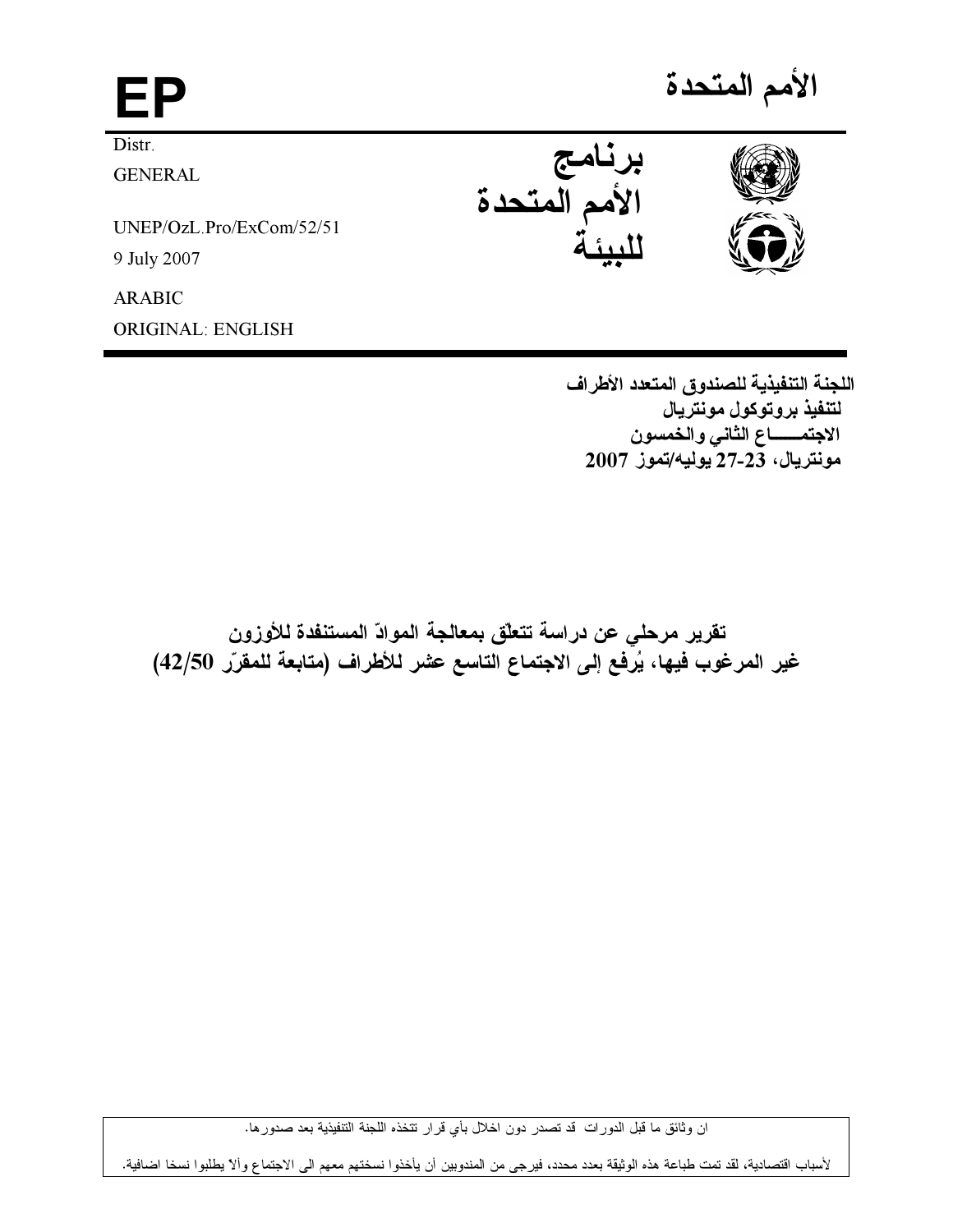# الأمم المتحدة

# EP

Distr.
GENERAL

UNEP/OzL.Pro/ExCom/52/51
9 July 2007

ARABIC
ORIGINAL: ENGLISH

**برنامج الأمم المتحدة للبيئة**

**اللجنة التنفيذية للصندوق المتعدد الأطراف لتنفيذ بروتوكول مونتريال**
**الاجتمـــــاع الثاني والخمسون**
**مونتريال، 23-27 يوليه/تموز 2007**

## تقرير مرحلي عن دراسة تتعلّق بمعالجة الموادّ المستنفدة للأوزون غير المرغوب فيها، يُرفع إلى الاجتماع التاسع عشر للأطراف (متابعة للمقرّر 42/50)

ان وثائق ما قبل الدورات قد تصدر دون اخلال بأي قرار تتخذه اللجنة التنفيذية بعد صدورها.

لأسباب اقتصادية، لقد تمت طباعة هذه الوثيقة بعدد محدد، فيرجى من المندوبين أن يأخذوا نسختهم معهم الى الاجتماع وألاّ يطلبوا نسخا اضافية.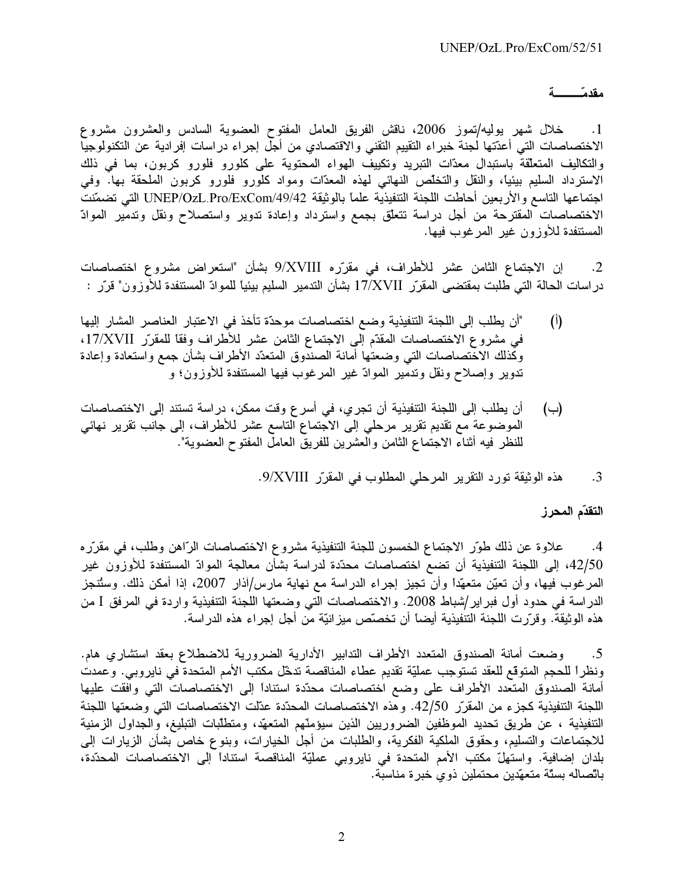**مقدمّـــــــة**

1. خلال شهر يوليه/تموز 2006، ناقش الفريق العامل المفتوح العضوية السادس والعشرون مشروع الاختصاصات التي أعدّتها لجنة خبراء التقييم التقني والاقتصادي من أجل إجراء دراسات إفرادية عن التكنولوجيا والتكاليف المتعلّقة باستبدال معدّات التبريد وتكييف الهواء المحتوية على كلورو فلورو كربون، بما في ذلك الاسترداد السليم بيئياً، والنقل والتخلّص النهائي لهذه المعدّات ومواد كلورو فلورو كربون الملحقة بها. وفي اجتماعها التاسع والأربعين أحاطت اللجنة التنفيذية علماً بالوثيقة UNEP/OzL.Pro/ExCom/49/42 التي تضمّنت الاختصاصات المقترحة من أجل دراسة تتعلّق بجمع واسترداد وإعادة تدوير واستصلاح ونقل وتدمير الموادّ المستنفدة للأوزون غير المرغوب فيها.

2. إن الاجتماع الثامن عشر للأطراف، في مقرّره 9/XVIII بشأن "استعراض مشروع اختصاصات دراسات الحالة التي طلبت بمقتضى المقرّر 17/XVII بشأن التدمير السليم بيئياً للموادّ المستنفدة للأوزون" قرّر :

(أ) "أن يطلب إلى اللجنة التنفيذية وضع اختصاصات موحدّة تأخذ في الاعتبار العناصر المشار إليها في مشروع الاختصاصات المقدّم إلى الاجتماع الثامن عشر للأطراف وفقاً للمقرّر 17/XVII، وكذلك الاختصاصات التي وضعتها أمانة الصندوق المتعدّد الأطراف بشأن جمع واستعادة وإعادة تدوير وإصلاح ونقل وتدمير الموادّ غير المرغوب فيها المستنفدة للأوزون؛ و

(ب) أن يطلب إلى اللجنة التنفيذية أن تجري، في أسرع وقت ممكن، دراسة تستند إلى الاختصاصات الموضوعة مع تقديم تقرير مرحلي إلى الاجتماع التاسع عشر للأطراف، إلى جانب تقرير نهائي للنظر فيه أثناء الاجتماع الثامن والعشرين للفريق العامل المفتوح العضوية".

3. هذه الوثيقة تورد التقرير المرحلي المطلوب في المقرّر 9/XVIII.

**التقدّم المحرز**

4. علاوة عن ذلك طوّر الاجتماع الخمسون للجنة التنفيذية مشروع الاختصاصات الرّاهن وطلب، في مقرّره 42/50، إلى اللجنة التنفيذية أن تضع اختصاصات محدّدة لدراسة بشأن معالجة الموادّ المستنفدة للأوزون غير المرغوب فيها، وأن تعيّن متعهّداً وأن تجيز إجراء الدراسة مع نهاية مارس/آذار 2007، إذا أمكن ذلك. وستُنجز الدراسة في حدود أول فبراير/شباط 2008. والاختصاصات التي وضعتها اللجنة التنفيذية واردة في المرفق I من هذه الوثيقة. وقرّرت اللجنة التنفيذية أيضاً أن تخصّص ميزانيّة من أجل إجراء هذه الدراسة.

5. وضعت أمانة الصندوق المتعدد الأطراف التدابير الأدارية الضرورية للاضطلاع بعقد استشاري هام. ونظراً للحجم المتوقع للعقد تستوجب عمليّة تقديم عطاء المناقصة تدخّل مكتب الأمم المتحدة في نايروبي. وعمدت أمانة الصندوق المتعدد الأطراف على وضع اختصاصات محدّدة استناداً إلى الاختصاصات التي وافقت عليها اللجنة التنفيذية كجزء من المقرّر 42/50. وهذه الاختصاصات المحدّدة عدّلت الاختصاصات التي وضعتها اللجنة التنفيذية ، عن طريق تحديد الموظفين الضروريين الذين سيؤمّنهم المتعهّد، ومتطلّبات التبليغ، والجداول الزمنية للاجتماعات والتسليم، وحقوق الملكية الفكرية، والطلبات من أجل الخيارات، وبنوع خاص بشأن الزيارات إلى بلدان إضافية. واستهلّ مكتب الأمم المتحدة في نايروبي عمليّة المناقصة استناداً إلى الاختصاصات المحدّدة، باتّصاله بستّة متعهّدين محتملين ذوي خبرة مناسبة.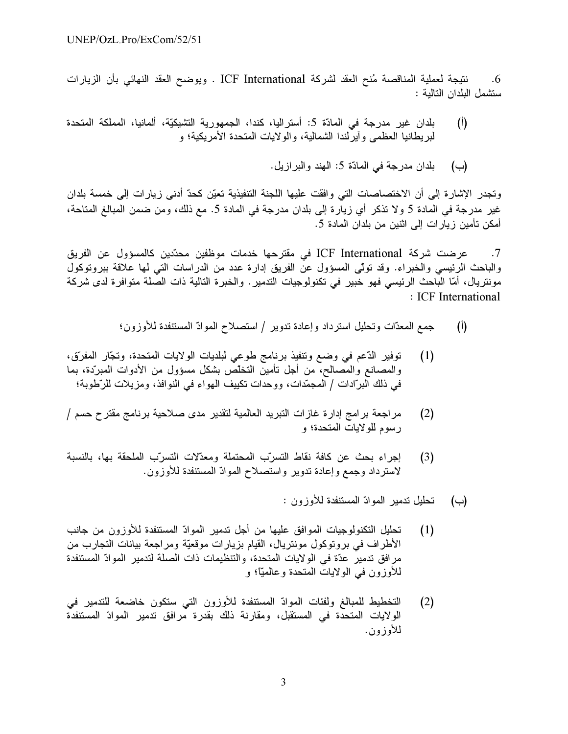6. نتيجة لعملية المناقصة مُنح العقد لشركة ICF International . ويوضح العقد النهائي بأن الزيارات ستشمل البلدان التالية :

(أ) بلدان غير مدرجة في المادّة 5: أستراليا، كندا، الجمهورية التشيكيّة، ألمانيا، المملكة المتحدة لبريطانيا العظمى وآيرلندا الشمالية، والولايات المتحدة الأمريكية؛ و

(ب) بلدان مدرجة في المادّة 5: الهند والبرازيل.

وتجدر الإشارة إلى أن الاختصاصات التي وافقت عليها اللجنة التنفيذية تعيّن كحدّ أدنى زيارات إلى خمسة بلدان غير مدرجة في المادة 5 ولا تذكر أي زيارة إلى بلدان مدرجة في المادة 5. مع ذلك، ومن ضمن المبالغ المتاحة، أمكن تأمين زيارات إلى اثنين من بلدان المادة 5.

7. عرضت شركة ICF International في مقترحها خدمات موظفين محدّدين كالمسؤول عن الفريق والباحث الرئيسي والخبراء. وقد تولّى المسؤول عن الفريق إدارة عدد من الدراسات التي لها علاقة ببروتوكول مونتريال، أمّا الباحث الرئيسي فهو خبير في تكنولوجيات التدمير. والخبرة التالية ذات الصلة متوافرة لدى شركة ICF International :

(أ) جمع المعدّات وتحليل استرداد وإعادة تدوير / استصلاح الموادّ المستنفدة للأوزون؛

(1) توفير الدّعم في وضع وتنفيذ برنامج طوعي لبلديات الولايات المتحدة، وتجّار المفرّق، والمصانع والمصالح، من أجل تأمين التخلّص بشكل مسؤول من الأدوات المبرّدة، بما في ذلك البرّادات / المجمّدات، ووحدات تكييف الهواء في النوافذ، ومزيلات للرّطوبة؛

(2) مراجعة برامج إدارة غازات التبريد العالمية لتقدير مدى صلاحية برنامج مقترح حسم / رسوم للولايات المتحدة؛ و

(3) إجراء بحث عن كافة نقاط التسرّب المحتملة ومعدّلات التسرّب الملحقة بها، بالنسبة لاسترداد وجمع وإعادة تدوير واستصلاح الموادّ المستنفدة للأوزون.

(ب) تحليل تدمير الموادّ المستنفدة للأوزون :

(1) تحليل التكنولوجيات الموافق عليها من أجل تدمير الموادّ المستنفدة للأوزون من جانب الأطراف في بروتوكول مونتريال، القيام بزيارات موقعيّة ومراجعة بيانات التجارب من مرافق تدمير عدّة في الولايات المتحدة، والتنظيمات ذات الصلة لتدمير الموادّ المستنفدة للأوزون في الولايات المتحدة وعالميّاً؛ و

(2) التخطيط للمبالغ ولفئات الموادّ المستنفدة للأوزون التي ستكون خاضعة للتدمير في الولايات المتحدة في المستقبل، ومقارنة ذلك بقدرة مرافق تدمير الموادّ المستنفدة للأوزون.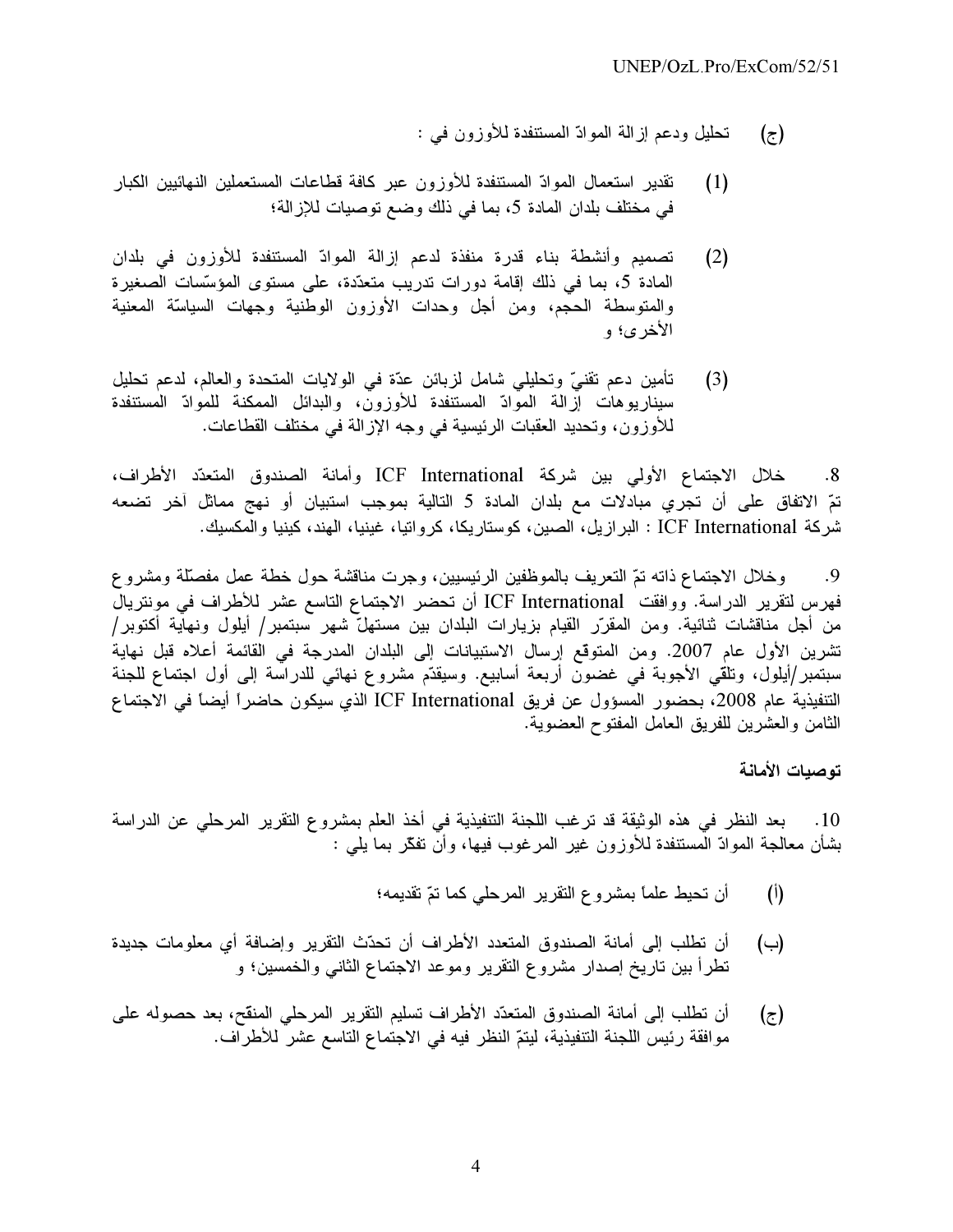(ج) تحليل ودعم إزالة الموادّ المستنفدة للأوزون في :

(1) تقدير استعمال الموادّ المستنفدة للأوزون عبر كافة قطاعات المستعملين النهائيين الكبار في مختلف بلدان المادة 5، بما في ذلك وضع توصيات للإزالة؛

(2) تصميم وأنشطة بناء قدرة منفذة لدعم إزالة الموادّ المستنفدة للأوزون في بلدان المادة 5، بما في ذلك إقامة دورات تدريب متعدّدة، على مستوى المؤسّسات الصغيرة والمتوسطة الحجم، ومن أجل وحدات الأوزون الوطنية وجهات السياسّة المعنية الأخرى؛ و

(3) تأمين دعم تقنيّ وتحليلي شامل لزبائن عدّة في الولايات المتحدة والعالم، لدعم تحليل سيناريوهات إزالة الموادّ المستنفدة للأوزون، والبدائل الممكنة للموادّ المستنفدة للأوزون، وتحديد العقبات الرئيسية في وجه الإزالة في مختلف القطاعات.

8. خلال الاجتماع الأولي بين شركة ICF International وأمانة الصندوق المتعدّد الأطراف، تمّ الاتفاق على أن تجري مبادلات مع بلدان المادة 5 التالية بموجب استبيان أو نهج مماثل آخر تضعه شركة ICF International : البرازيل، الصين، كوستاريكا، كرواتيا، غينيا، الهند، كينيا والمكسيك.

9. وخلال الاجتماع ذاته تمّ التعريف بالموظفين الرئيسيين، وجرت مناقشة حول خطة عمل مفصّلة ومشروع فهرس لتقرير الدراسة. ووافقت ICF International أن تحضر الاجتماع التاسع عشر للأطراف في مونتريال من أجل مناقشات ثنائية. ومن المقرّر القيام بزيارات البلدان بين مستهلّ شهر سبتمبر/ أيلول ونهاية أكتوبر/ تشرين الأول عام 2007. ومن المتوقّع إرسال الاستبيانات إلى البلدان المدرجة في القائمة أعلاه قبل نهاية سبتمبر/أيلول، وتلقّي الأجوبة في غضون أربعة أسابيع. وسيقدّم مشروع نهائي للدراسة إلى أول اجتماع للجنة التنفيذية عام 2008، بحضور المسؤول عن فريق ICF International الذي سيكون حاضراً أيضاً في الاجتماع الثامن والعشرين للفريق العامل المفتوح العضوية.

### توصيات الأمانة

10. بعد النظر في هذه الوثيقة قد ترغب اللجنة التنفيذية في أخذ العلم بمشروع التقرير المرحلي عن الدراسة بشأن معالجة الموادّ المستنفدة للأوزون غير المرغوب فيها، وأن تفكّر بما يلي :

(أ) أن تحيط علماً بمشروع التقرير المرحلي كما تمّ تقديمه؛

(ب) أن تطلب إلى أمانة الصندوق المتعدد الأطراف أن تحدّث التقرير وإضافة أي معلومات جديدة تطرأ بين تاريخ إصدار مشروع التقرير وموعد الاجتماع الثاني والخمسين؛ و

(ج) أن تطلب إلى أمانة الصندوق المتعدّد الأطراف تسليم التقرير المرحلي المنقّح، بعد حصوله على موافقة رئيس اللجنة التنفيذية، ليتمّ النظر فيه في الاجتماع التاسع عشر للأطراف.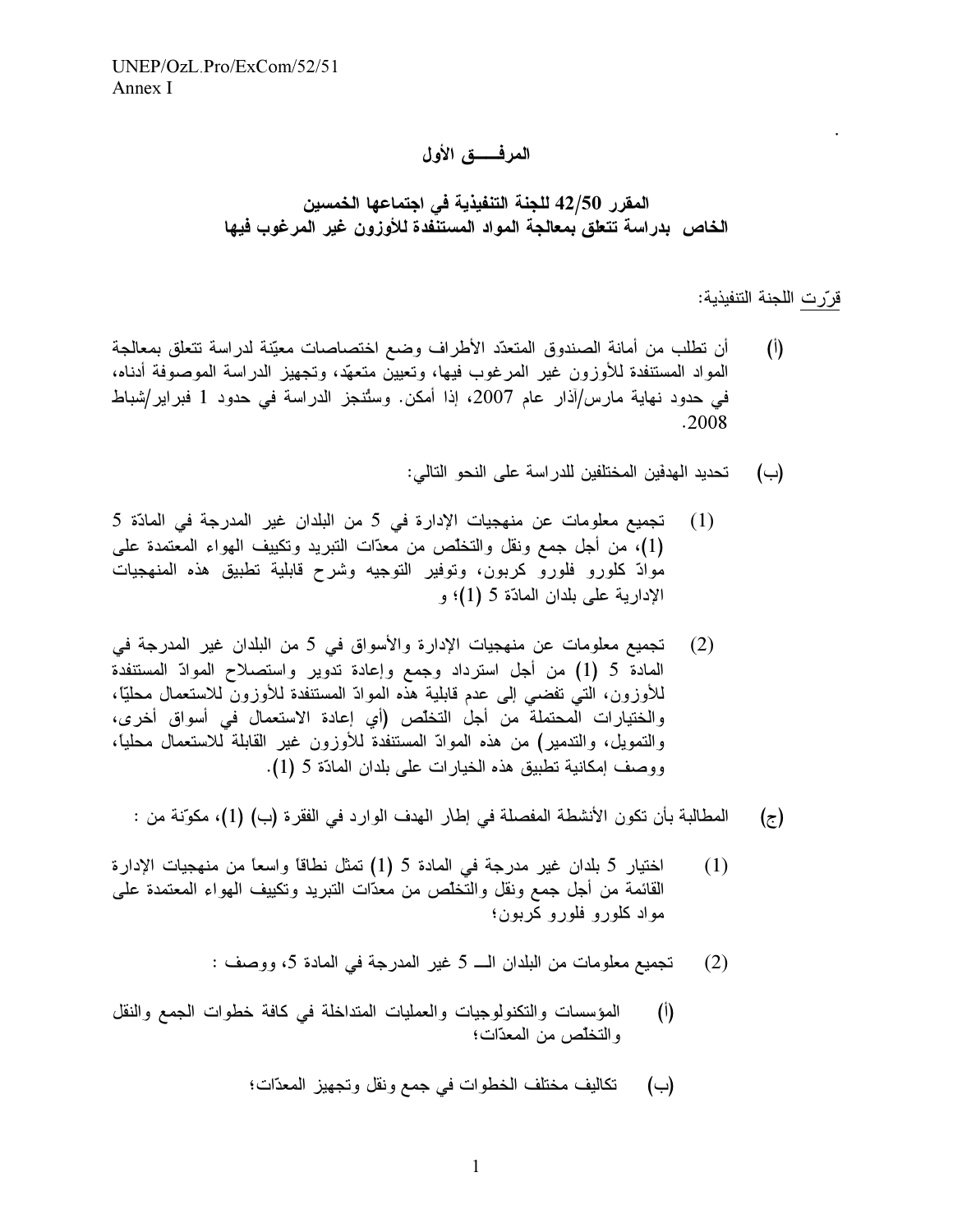## المرفـــــق الأول

### المقرر 42/50 للجنة التنفيذية في اجتماعها الخمسين الخاص بدراسة تتعلق بمعالجة المواد المستنفدة للأوزون غير المرغوب فيها

قرّرت اللجنة التنفيذية:

(أ) أن تطلب من أمانة الصندوق المتعدّد الأطراف وضع اختصاصات معيّنة لدراسة تتعلق بمعالجة المواد المستنفدة للأوزون غير المرغوب فيها، وتعيين متعهّد، وتجهيز الدراسة الموصوفة أدناه، في حدود نهاية مارس/آذار عام 2007، إذا أمكن. وستُنجز الدراسة في حدود 1 فبراير/شباط 2008.

(ب) تحديد الهدفين المختلفين للدراسة على النحو التالي:

(1) تجميع معلومات عن منهجيات الإدارة في 5 من البلدان غير المدرجة في المادّة 5 (1)، من أجل جمع ونقل والتخلّص من معدّات التبريد وتكييف الهواء المعتمدة على موادّ كلورو فلورو كربون، وتوفير التوجيه وشرح قابلية تطبيق هذه المنهجيات الإدارية على بلدان المادّة 5 (1)؛ و

(2) تجميع معلومات عن منهجيات الإدارة والأسواق في 5 من البلدان غير المدرجة في المادة 5 (1) من أجل استرداد وجمع وإعادة تدوير واستصلاح الموادّ المستنفدة للأوزون، التي تفضي إلى عدم قابلية هذه الموادّ المستنفدة للأوزون للاستعمال محليّاً، والخيارات المحتملة من أجل التخلّص (أي إعادة الاستعمال في أسواق أخرى، والتمويل، والتدمير) من هذه الموادّ المستنفدة للأوزون غير القابلة للاستعمال محلياً، ووصف إمكانية تطبيق هذه الخيارات على بلدان المادّة 5 (1).

(ج) المطالبة بأن تكون الأنشطة المفصلة في إطار الهدف الوارد في الفقرة (ب) (1)، مكوّنة من :

(1) اختيار 5 بلدان غير مدرجة في المادة 5 (1) تمثل نطاقاً واسعاً من منهجيات الإدارة القائمة من أجل جمع ونقل والتخلّص من معدّات التبريد وتكييف الهواء المعتمدة على مواد كلورو فلورو كربون؛

(2) تجميع معلومات من البلدان الـــ 5 غير المدرجة في المادة 5، ووصف :

(أ) المؤسسات والتكنولوجيات والعمليات المتداخلة في كافة خطوات الجمع والنقل والتخلّص من المعدّات؛

(ب) تكاليف مختلف الخطوات في جمع ونقل وتجهيز المعدّات؛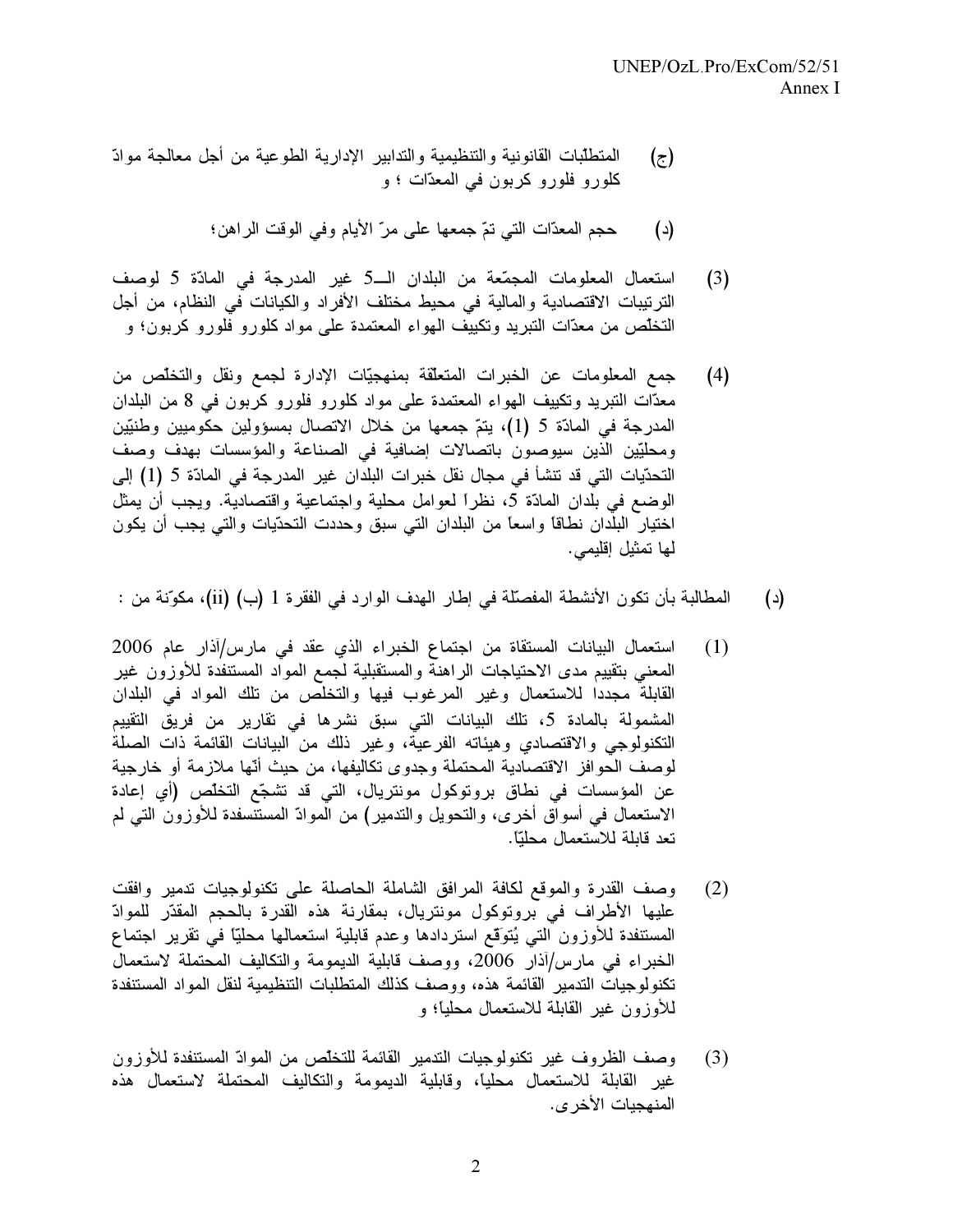(ج) المتطلّبات القانونية والتنظيمية والتدابير الإدارية الطوعية من أجل معالجة موادّ كلورو فلورو كربون في المعدّات ؛ و

(د) حجم المعدّات التي تمّ جمعها على مرّ الأيام وفي الوقت الراهن؛

(3) استعمال المعلومات المجمّعة من البلدان الـ5 غير المدرجة في المادّة 5 لوصف الترتيبات الاقتصادية والمالية في محيط مختلف الأفراد والكيانات في النظام، من أجل التخلّص من معدّات التبريد وتكييف الهواء المعتمدة على مواد كلورو فلورو كربون؛ و

(4) جمع المعلومات عن الخبرات المتعلّقة بمنهجيّات الإدارة لجمع ونقل والتخلّص من معدّات التبريد وتكييف الهواء المعتمدة على مواد كلورو فلورو كربون في 8 من البلدان المدرجة في المادّة 5 (1)، يتمّ جمعها من خلال الاتصال بمسؤولين حكوميين وطنيّين ومحليّين الذين سيوصون باتصالات إضافية في الصناعة والمؤسسات بهدف وصف التحدّيات التي قد تنشأ في مجال نقل خبرات البلدان غير المدرجة في المادّة 5 (1) إلى الوضع في بلدان المادّة 5، نظراً لعوامل محلية واجتماعية واقتصادية. ويجب أن يمثّل اختيار البلدان نطاقاً واسعاً من البلدان التي سبق وحددت التحدّيات والتي يجب أن يكون لها تمثيل إقليمي.

(د) المطالبة بأن تكون الأنشطة المفصّلة في إطار الهدف الوارد في الفقرة 1 (ب) (ii)، مكوّنة من :

(1) استعمال البيانات المستقاة من اجتماع الخبراء الذي عقد في مارس/آذار عام 2006 المعني بتقييم مدى الاحتياجات الراهنة والمستقبلية لجمع المواد المستنفدة للأوزون غير القابلة مجددا للاستعمال وغير المرغوب فيها والتخلص من تلك المواد في البلدان المشمولة بالمادة 5، تلك البيانات التي سبق نشرها في تقارير من فريق التقييم التكنولوجي والاقتصادي وهيئاته الفرعية، وغير ذلك من البيانات القائمة ذات الصلة لوصف الحوافز الاقتصادية المحتملة وجدوى تكاليفها، من حيث أنّها ملازمة أو خارجية عن المؤسسات في نطاق بروتوكول مونتريال، التي قد تشجّع التخلّص (أي إعادة الاستعمال في أسواق أخرى، والتحويل والتدمير) من الموادّ المستنفدة للأوزون التي لم تعد قابلة للاستعمال محليّاً.

(2) وصف القدرة والموقع لكافة المرافق الشاملة الحاصلة على تكنولوجيات تدمير وافقت عليها الأطراف في بروتوكول مونتريال، بمقارنة هذه القدرة بالحجم المقدّر للموادّ المستنفدة للأوزون التي يُتوَقّع استردادها وعدم قابلية استعمالها محليّاً في تقرير اجتماع الخبراء في مارس/آذار 2006، ووصف قابلية الديمومة والتكاليف المحتملة لاستعمال تكنولوجيات التدمير القائمة هذه، ووصف كذلك المتطلبات التنظيمية لنقل المواد المستنفدة للأوزون غير القابلة للاستعمال محلياً؛ و

(3) وصف الظروف غير تكنولوجيات التدمير القائمة للتخلّص من الموادّ المستنفدة للأوزون غير القابلة للاستعمال محلياً، وقابلية الديمومة والتكاليف المحتملة لاستعمال هذه المنهجيات الأخرى.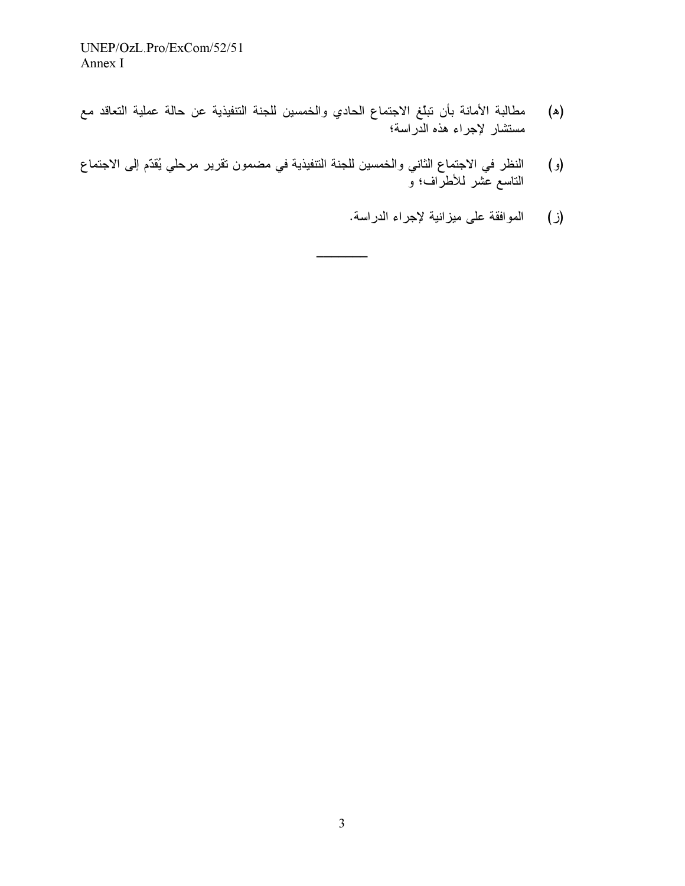(هـ) مطالبة الأمانة بأن تبلّغ الاجتماع الحادي والخمسين للجنة التنفيذية عن حالة عملية التعاقد مع مستشار لإجراء هذه الدراسة؛

(و) النظر في الاجتماع الثاني والخمسين للجنة التنفيذية في مضمون تقرير مرحلي يُقدّم إلى الاجتماع التاسع عشر للأطراف؛ و

(ز) الموافقة على ميزانية لإجراء الدراسة.

\_\_\_\_\_\_\_\_